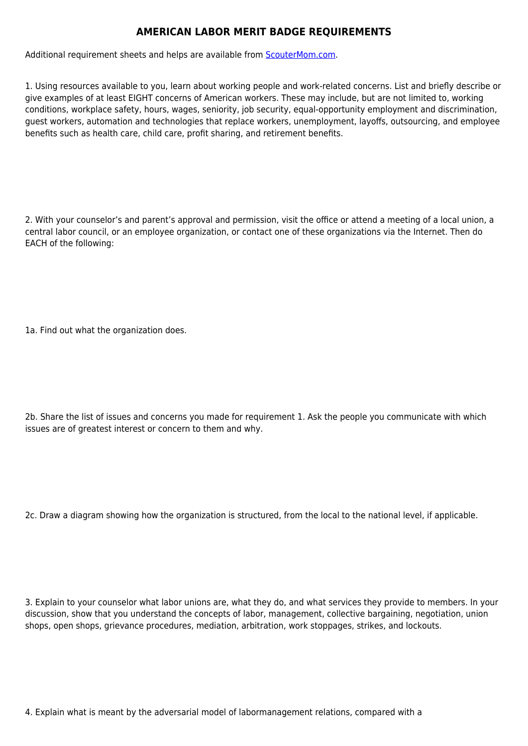# AMERICAN LABOR MERIT BADGE REQUIREMENTS

Additional requirement sheets and helps are available from [ScouterMom.com](ScouterMom.com).

1. Using resources available to you, learn about working people and work-related concerns. List and briefly describe or give examples of at least EIGHT concerns of American workers. These may include, but are not limited to, working conditions, workplace safety, hours, wages, seniority, job security, equal-opportunity employment and discrimination, guest workers, automation and technologies that replace workers, unemployment, layoffs, outsourcing, and employee benefits such as health care, child care, profit sharing, and retirement benefits.

2. With your counselor's and parent's approval and permission, visit the office or attend a meeting of a local union, a central labor council, or an employee organization, or contact one of these organizations via the Internet. Then do EACH of the following:

1a. Find out what the organization does.

2b. Share the list of issues and concerns you made for requirement 1. Ask the people you communicate with which issues are of greatest interest or concern to them and why.

2c. Draw a diagram showing how the organization is structured, from the local to the national level, if applicable.

3. Explain to your counselor what labor unions are, what they do, and what services they provide to members. In your discussion, show that you understand the concepts of labor, management, collective bargaining, negotiation, union shops, open shops, grievance procedures, mediation, arbitration, work stoppages, strikes, and lockouts.

4. Explain what is meant by the adversarial model of labormanagement relations, compared with a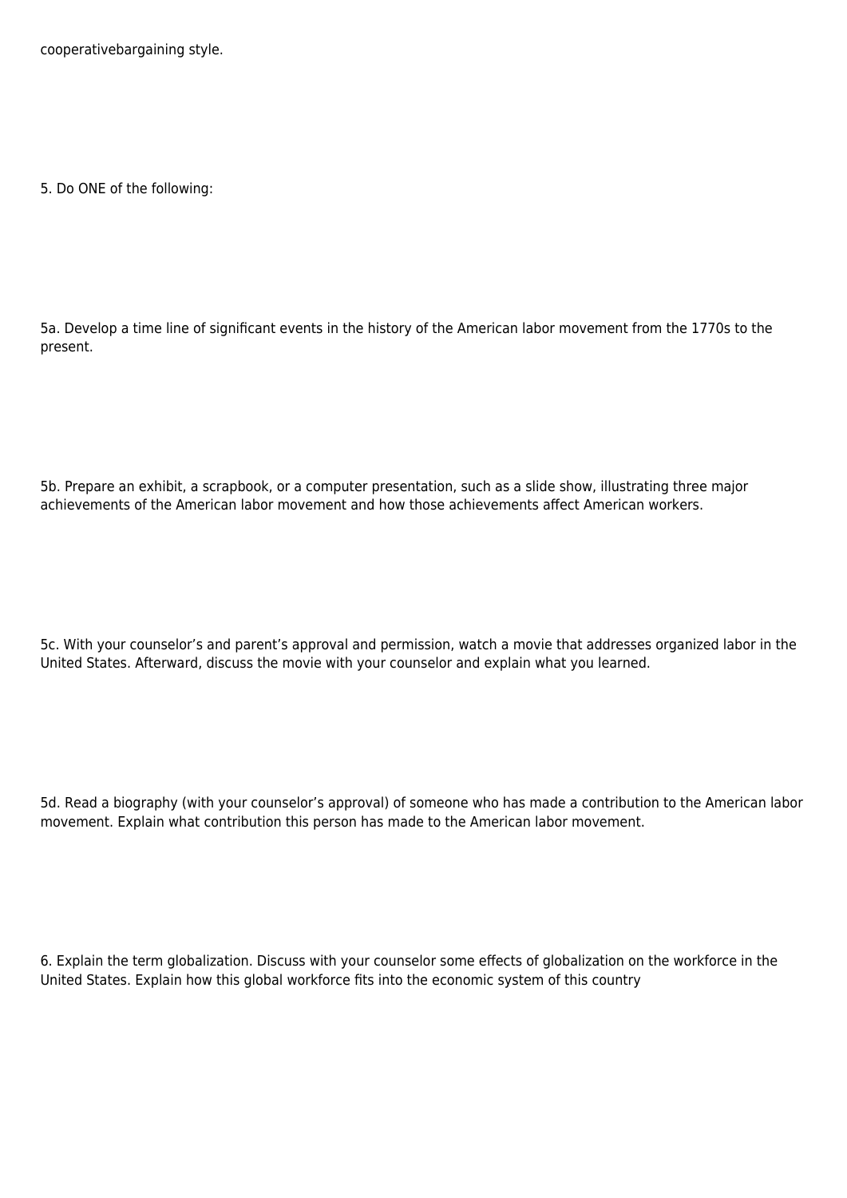cooperativebargaining style.

5. Do ONE of the following:

5a. Develop a time line of significant events in the history of the American labor movement from the 1770s to the present.

5b. Prepare an exhibit, a scrapbook, or a computer presentation, such as a slide show, illustrating three major achievements of the American labor movement and how those achievements affect American workers.

5c. With your counselor's and parent's approval and permission, watch a movie that addresses organized labor in the United States. Afterward, discuss the movie with your counselor and explain what you learned.

5d. Read a biography (with your counselor's approval) of someone who has made a contribution to the American labor movement. Explain what contribution this person has made to the American labor movement.

6. Explain the term globalization. Discuss with your counselor some effects of globalization on the workforce in the United States. Explain how this global workforce fits into the economic system of this country